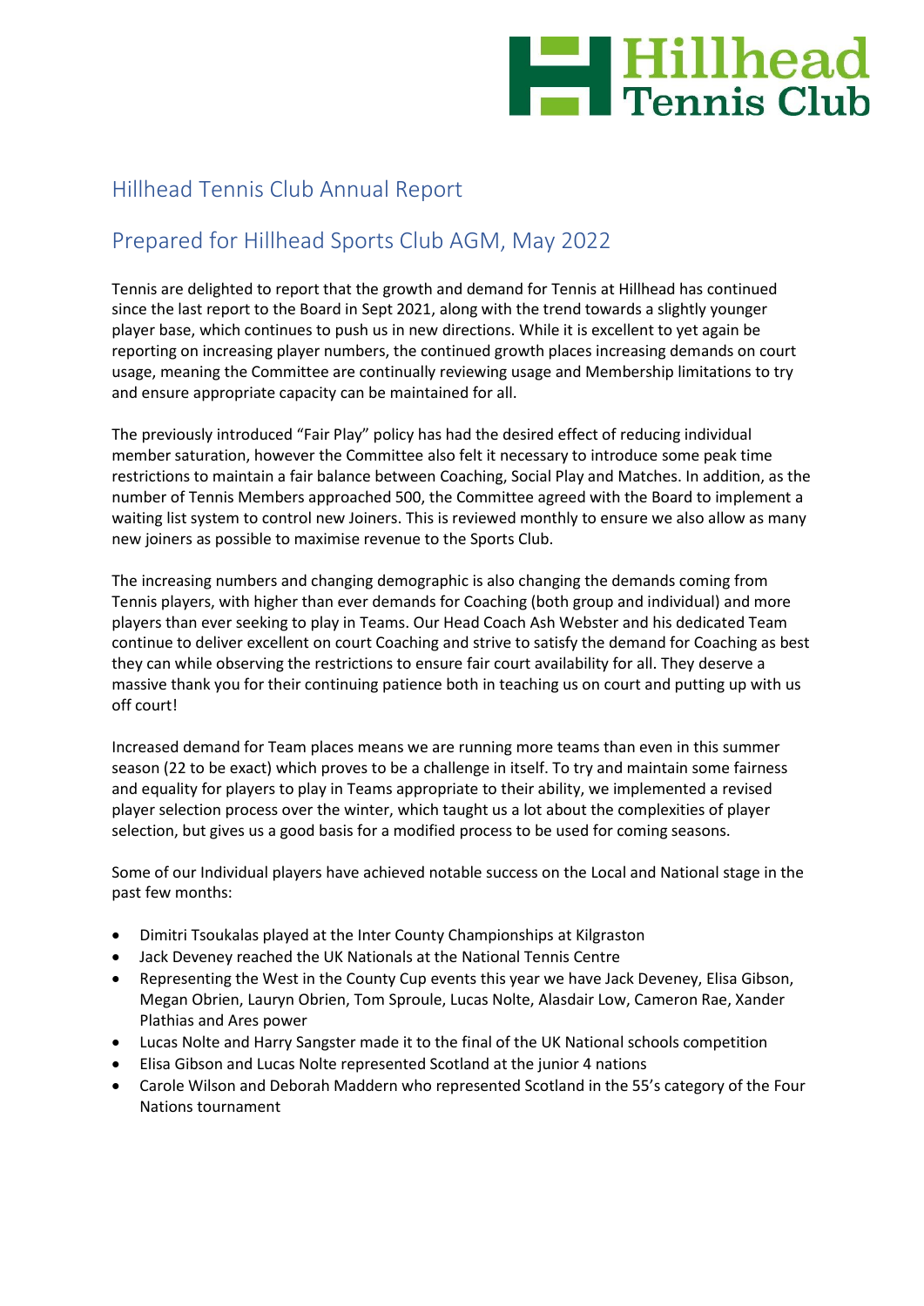Hillhead Tennis Club

# Hillhead Tennis Club Annual Report

## Prepared for Hillhead Sports Club AGM, May 2022

Tennis are delighted to report that the growth and demand for Tennis at Hillhead has continued since the last report to the Board in Sept 2021, along with the trend towards a slightly younger player base, which continues to push us in new directions. While it is excellent to yet again be reporting on increasing player numbers, the continued growth places increasing demands on court usage, meaning the Committee are continually reviewing usage and Membership limitations to try and ensure appropriate capacity can be maintained for all.

The previously introduced "Fair Play" policy has had the desired effect of reducing individual member saturation, however the Committee also felt it necessary to introduce some peak time restrictions to maintain a fair balance between Coaching, Social Play and Matches. In addition, as the number of Tennis Members approached 500, the Committee agreed with the Board to implement a waiting list system to control new Joiners. This is reviewed monthly to ensure we also allow as many new joiners as possible to maximise revenue to the Sports Club.

The increasing numbers and changing demographic is also changing the demands coming from Tennis players, with higher than ever demands for Coaching (both group and individual) and more players than ever seeking to play in Teams. Our Head Coach Ash Webster and his dedicated Team continue to deliver excellent on court Coaching and strive to satisfy the demand for Coaching as best they can while observing the restrictions to ensure fair court availability for all. They deserve a massive thank you for their continuing patience both in teaching us on court and putting up with us off court!

Increased demand for Team places means we are running more teams than even in this summer season (22 to be exact) which proves to be a challenge in itself. To try and maintain some fairness and equality for players to play in Teams appropriate to their ability, we implemented a revised player selection process over the winter, which taught us a lot about the complexities of player selection, but gives us a good basis for a modified process to be used for coming seasons.

Some of our Individual players have achieved notable success on the Local and National stage in the past few months:

- Dimitri Tsoukalas played at the Inter County Championships at Kilgraston
- Jack Deveney reached the UK Nationals at the National Tennis Centre
- Representing the West in the County Cup events this year we have Jack Deveney, Elisa Gibson, Megan Obrien, Lauryn Obrien, Tom Sproule, Lucas Nolte, Alasdair Low, Cameron Rae, Xander Plathias and Ares power
- Lucas Nolte and Harry Sangster made it to the final of the UK National schools competition
- Elisa Gibson and Lucas Nolte represented Scotland at the junior 4 nations
- Carole Wilson and Deborah Maddern who represented Scotland in the 55's category of the Four Nations tournament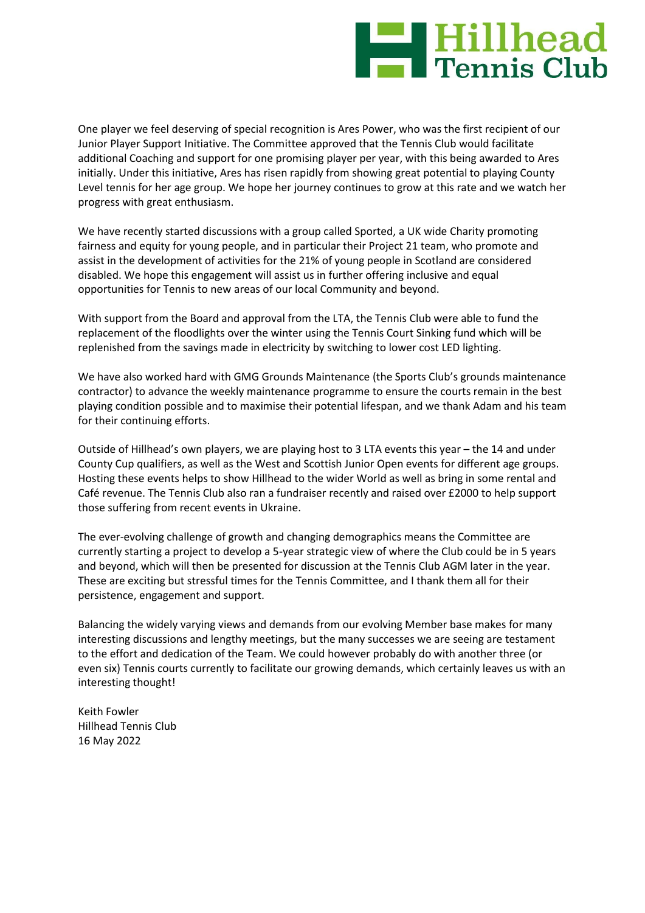One player we feel deserving of special recognition is Ares Power, who was the first recipient of our Junior Player Support Initiative. The Committee approved that the Tennis Club would facilitate additional Coaching and support for one promising player per year, with this being awarded to Ares initially. Under this initiative, Ares has risen rapidly from showing great potential to playing County Level tennis for her age group. We hope her journey continues to grow at this rate and we watch her progress with great enthusiasm.

We have recently started discussions with a group called Sported, a UK wide Charity promoting fairness and equity for young people, and in particular their Project 21 team, who promote and assist in the development of activities for the 21% of young people in Scotland are considered disabled. We hope this engagement will assist us in further offering inclusive and equal opportunities for Tennis to new areas of our local Community and beyond.

With support from the Board and approval from the LTA, the Tennis Club were able to fund the replacement of the floodlights over the winter using the Tennis Court Sinking fund which will be replenished from the savings made in electricity by switching to lower cost LED lighting.

We have also worked hard with GMG Grounds Maintenance (the Sports Club's grounds maintenance contractor) to advance the weekly maintenance programme to ensure the courts remain in the best playing condition possible and to maximise their potential lifespan, and we thank Adam and his team for their continuing efforts.

Outside of Hillhead's own players, we are playing host to 3 LTA events this year – the 14 and under County Cup qualifiers, as well as the West and Scottish Junior Open events for different age groups. Hosting these events helps to show Hillhead to the wider World as well as bring in some rental and Café revenue. The Tennis Club also ran a fundraiser recently and raised over £2000 to help support those suffering from recent events in Ukraine.

The ever-evolving challenge of growth and changing demographics means the Committee are currently starting a project to develop a 5-year strategic view of where the Club could be in 5 years and beyond, which will then be presented for discussion at the Tennis Club AGM later in the year. These are exciting but stressful times for the Tennis Committee, and I thank them all for their persistence, engagement and support.

Balancing the widely varying views and demands from our evolving Member base makes for many interesting discussions and lengthy meetings, but the many successes we are seeing are testament to the effort and dedication of the Team. We could however probably do with another three (or even six) Tennis courts currently to facilitate our growing demands, which certainly leaves us with an interesting thought!

Keith Fowler
Hillhead Tennis Club
16 May 2022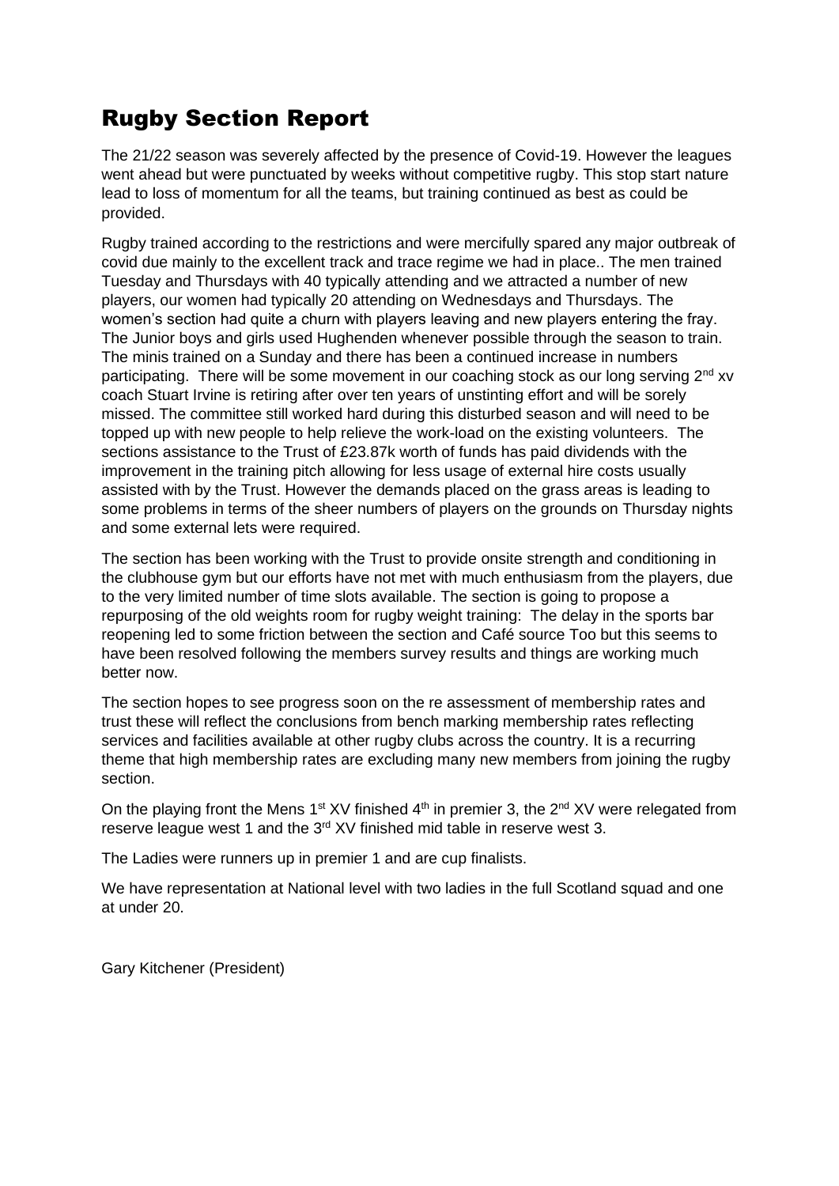# Rugby Section Report

The 21/22 season was severely affected by the presence of Covid-19. However the leagues went ahead but were punctuated by weeks without competitive rugby. This stop start nature lead to loss of momentum for all the teams, but training continued as best as could be provided.

Rugby trained according to the restrictions and were mercifully spared any major outbreak of covid due mainly to the excellent track and trace regime we had in place.. The men trained Tuesday and Thursdays with 40 typically attending and we attracted a number of new players, our women had typically 20 attending on Wednesdays and Thursdays. The women's section had quite a churn with players leaving and new players entering the fray. The Junior boys and girls used Hughenden whenever possible through the season to train. The minis trained on a Sunday and there has been a continued increase in numbers participating. There will be some movement in our coaching stock as our long serving 2nd xv coach Stuart Irvine is retiring after over ten years of unstinting effort and will be sorely missed. The committee still worked hard during this disturbed season and will need to be topped up with new people to help relieve the work-load on the existing volunteers. The sections assistance to the Trust of £23.87k worth of funds has paid dividends with the improvement in the training pitch allowing for less usage of external hire costs usually assisted with by the Trust. However the demands placed on the grass areas is leading to some problems in terms of the sheer numbers of players on the grounds on Thursday nights and some external lets were required.

The section has been working with the Trust to provide onsite strength and conditioning in the clubhouse gym but our efforts have not met with much enthusiasm from the players, due to the very limited number of time slots available. The section is going to propose a repurposing of the old weights room for rugby weight training: The delay in the sports bar reopening led to some friction between the section and Café source Too but this seems to have been resolved following the members survey results and things are working much better now.

The section hopes to see progress soon on the re assessment of membership rates and trust these will reflect the conclusions from bench marking membership rates reflecting services and facilities available at other rugby clubs across the country. It is a recurring theme that high membership rates are excluding many new members from joining the rugby section.

On the playing front the Mens 1st XV finished 4th in premier 3, the 2nd XV were relegated from reserve league west 1 and the 3rd XV finished mid table in reserve west 3.

The Ladies were runners up in premier 1 and are cup finalists.

We have representation at National level with two ladies in the full Scotland squad and one at under 20.

Gary Kitchener (President)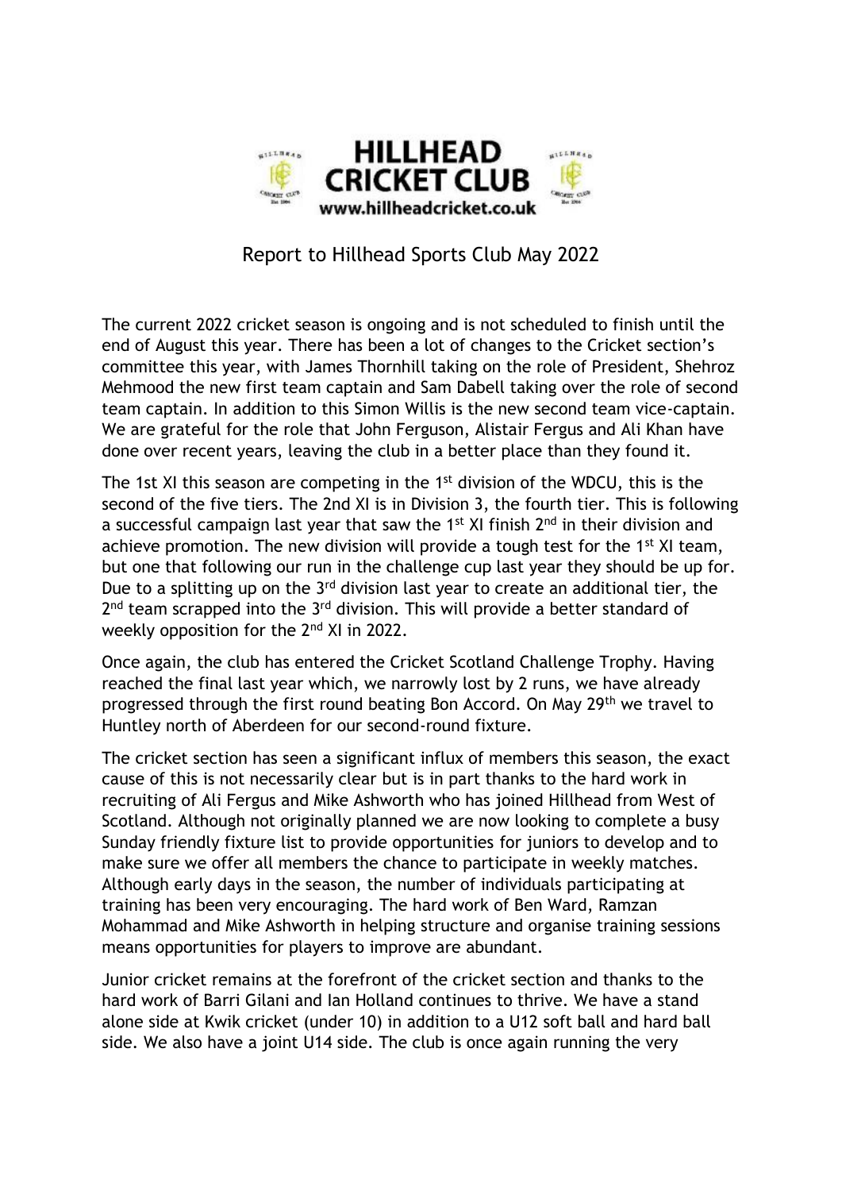# HILLHEAD CRICKET CLUB

www.hillheadcricket.co.uk

## Report to Hillhead Sports Club May 2022

The current 2022 cricket season is ongoing and is not scheduled to finish until the end of August this year. There has been a lot of changes to the Cricket section's committee this year, with James Thornhill taking on the role of President, Shehroz Mehmood the new first team captain and Sam Dabell taking over the role of second team captain. In addition to this Simon Willis is the new second team vice-captain. We are grateful for the role that John Ferguson, Alistair Fergus and Ali Khan have done over recent years, leaving the club in a better place than they found it.

The 1st XI this season are competing in the 1st division of the WDCU, this is the second of the five tiers. The 2nd XI is in Division 3, the fourth tier. This is following a successful campaign last year that saw the 1st XI finish 2nd in their division and achieve promotion. The new division will provide a tough test for the 1st XI team, but one that following our run in the challenge cup last year they should be up for. Due to a splitting up on the 3rd division last year to create an additional tier, the 2nd team scrapped into the 3rd division. This will provide a better standard of weekly opposition for the 2nd XI in 2022.

Once again, the club has entered the Cricket Scotland Challenge Trophy. Having reached the final last year which, we narrowly lost by 2 runs, we have already progressed through the first round beating Bon Accord. On May 29th we travel to Huntley north of Aberdeen for our second-round fixture.

The cricket section has seen a significant influx of members this season, the exact cause of this is not necessarily clear but is in part thanks to the hard work in recruiting of Ali Fergus and Mike Ashworth who has joined Hillhead from West of Scotland. Although not originally planned we are now looking to complete a busy Sunday friendly fixture list to provide opportunities for juniors to develop and to make sure we offer all members the chance to participate in weekly matches. Although early days in the season, the number of individuals participating at training has been very encouraging. The hard work of Ben Ward, Ramzan Mohammad and Mike Ashworth in helping structure and organise training sessions means opportunities for players to improve are abundant.

Junior cricket remains at the forefront of the cricket section and thanks to the hard work of Barri Gilani and Ian Holland continues to thrive. We have a stand alone side at Kwik cricket (under 10) in addition to a U12 soft ball and hard ball side. We also have a joint U14 side. The club is once again running the very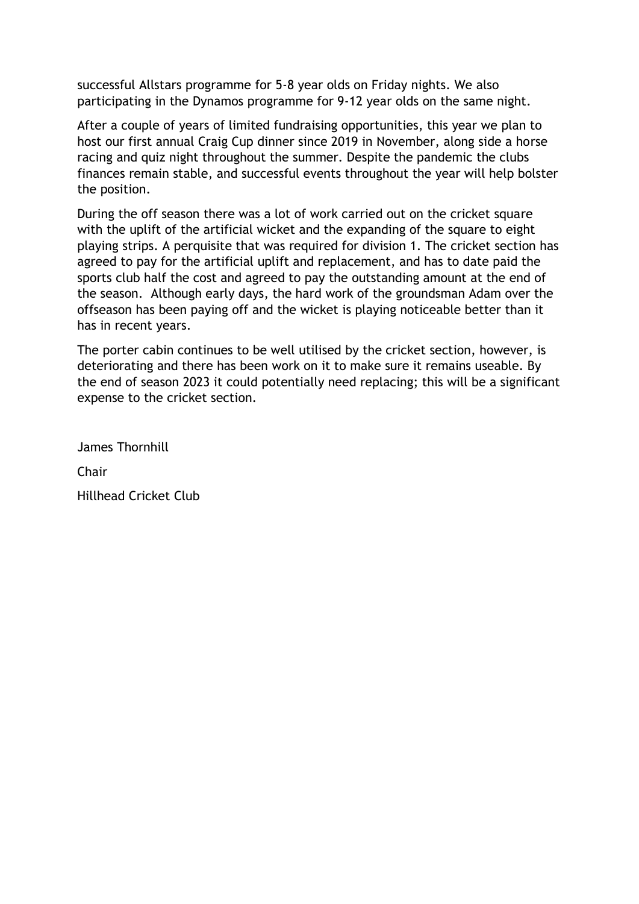successful Allstars programme for 5-8 year olds on Friday nights. We also participating in the Dynamos programme for 9-12 year olds on the same night.

After a couple of years of limited fundraising opportunities, this year we plan to host our first annual Craig Cup dinner since 2019 in November, along side a horse racing and quiz night throughout the summer. Despite the pandemic the clubs finances remain stable, and successful events throughout the year will help bolster the position.

During the off season there was a lot of work carried out on the cricket square with the uplift of the artificial wicket and the expanding of the square to eight playing strips. A perquisite that was required for division 1. The cricket section has agreed to pay for the artificial uplift and replacement, and has to date paid the sports club half the cost and agreed to pay the outstanding amount at the end of the season. Although early days, the hard work of the groundsman Adam over the offseason has been paying off and the wicket is playing noticeable better than it has in recent years.

The porter cabin continues to be well utilised by the cricket section, however, is deteriorating and there has been work on it to make sure it remains useable. By the end of season 2023 it could potentially need replacing; this will be a significant expense to the cricket section.

James Thornhill

Chair

Hillhead Cricket Club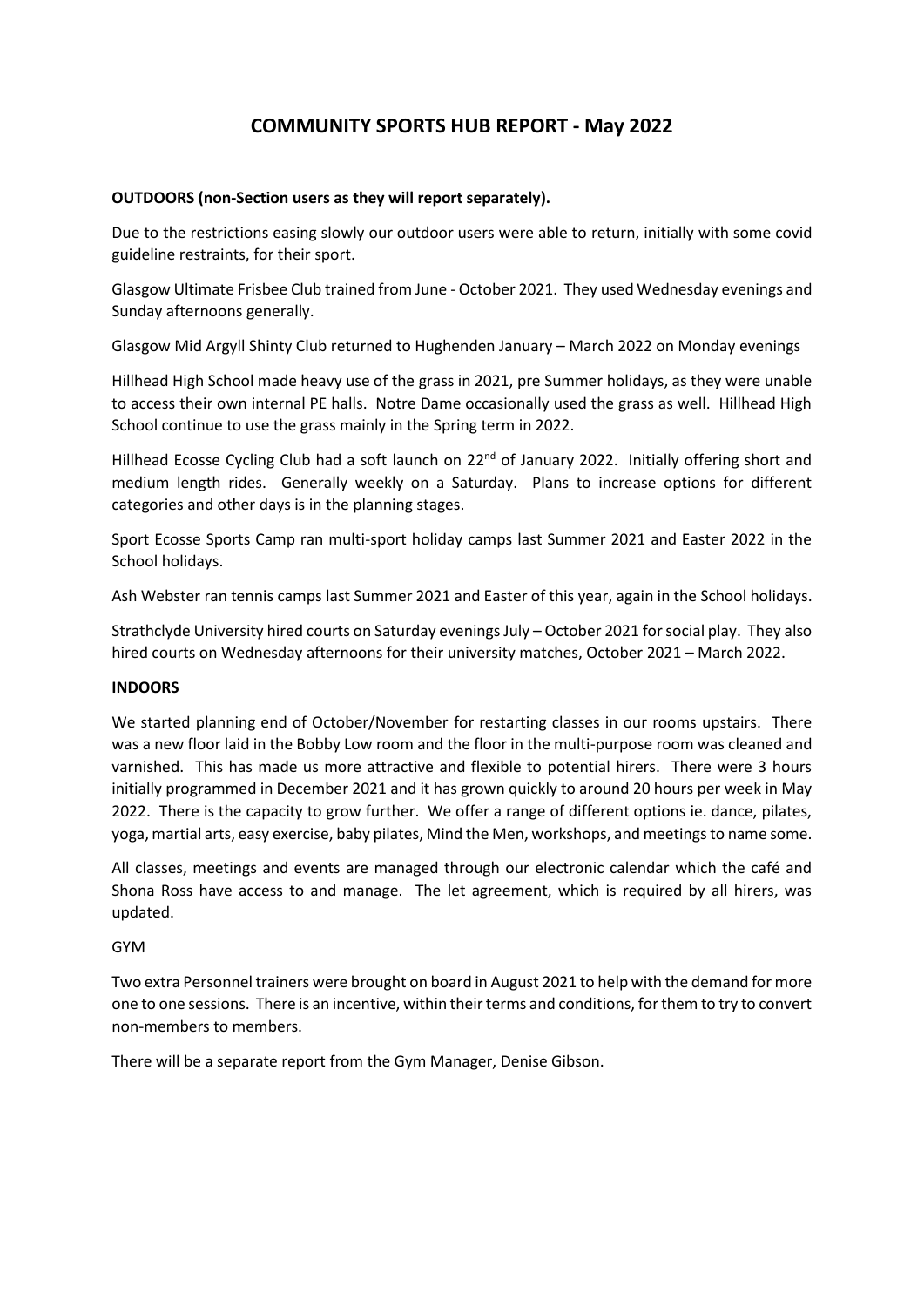# COMMUNITY SPORTS HUB REPORT - May 2022

**OUTDOORS (non-Section users as they will report separately).**

Due to the restrictions easing slowly our outdoor users were able to return, initially with some covid guideline restraints, for their sport.

Glasgow Ultimate Frisbee Club trained from June - October 2021. They used Wednesday evenings and Sunday afternoons generally.

Glasgow Mid Argyll Shinty Club returned to Hughenden January – March 2022 on Monday evenings

Hillhead High School made heavy use of the grass in 2021, pre Summer holidays, as they were unable to access their own internal PE halls. Notre Dame occasionally used the grass as well. Hillhead High School continue to use the grass mainly in the Spring term in 2022.

Hillhead Ecosse Cycling Club had a soft launch on 22nd of January 2022. Initially offering short and medium length rides. Generally weekly on a Saturday. Plans to increase options for different categories and other days is in the planning stages.

Sport Ecosse Sports Camp ran multi-sport holiday camps last Summer 2021 and Easter 2022 in the School holidays.

Ash Webster ran tennis camps last Summer 2021 and Easter of this year, again in the School holidays.

Strathclyde University hired courts on Saturday evenings July – October 2021 for social play. They also hired courts on Wednesday afternoons for their university matches, October 2021 – March 2022.

**INDOORS**

We started planning end of October/November for restarting classes in our rooms upstairs. There was a new floor laid in the Bobby Low room and the floor in the multi-purpose room was cleaned and varnished. This has made us more attractive and flexible to potential hirers. There were 3 hours initially programmed in December 2021 and it has grown quickly to around 20 hours per week in May 2022. There is the capacity to grow further. We offer a range of different options ie. dance, pilates, yoga, martial arts, easy exercise, baby pilates, Mind the Men, workshops, and meetings to name some.

All classes, meetings and events are managed through our electronic calendar which the café and Shona Ross have access to and manage. The let agreement, which is required by all hirers, was updated.

GYM

Two extra Personnel trainers were brought on board in August 2021 to help with the demand for more one to one sessions. There is an incentive, within their terms and conditions, for them to try to convert non-members to members.

There will be a separate report from the Gym Manager, Denise Gibson.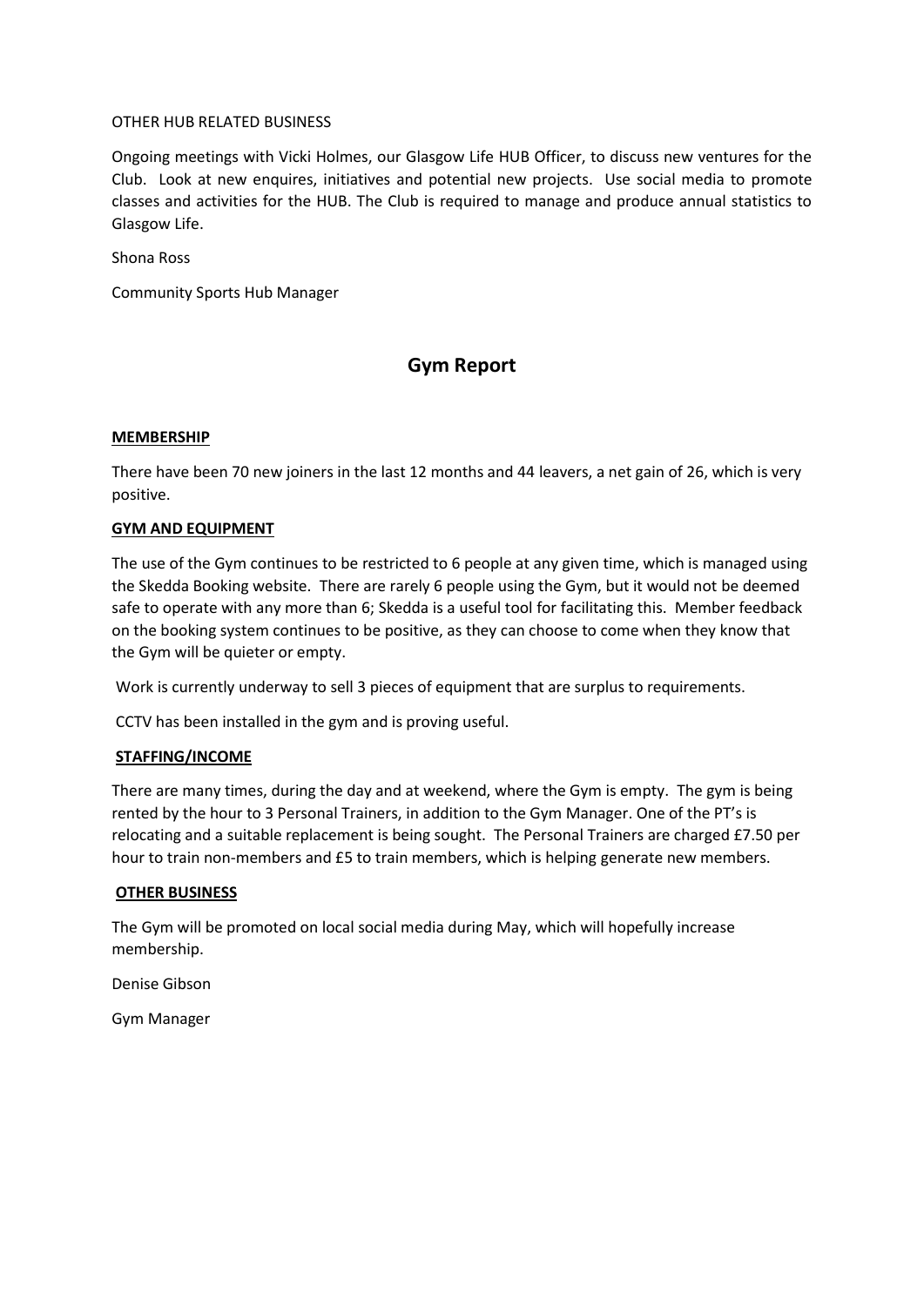OTHER HUB RELATED BUSINESS

Ongoing meetings with Vicki Holmes, our Glasgow Life HUB Officer, to discuss new ventures for the Club. Look at new enquires, initiatives and potential new projects. Use social media to promote classes and activities for the HUB. The Club is required to manage and produce annual statistics to Glasgow Life.

Shona Ross

Community Sports Hub Manager

## Gym Report

**MEMBERSHIP**

There have been 70 new joiners in the last 12 months and 44 leavers, a net gain of 26, which is very positive.

**GYM AND EQUIPMENT**

The use of the Gym continues to be restricted to 6 people at any given time, which is managed using the Skedda Booking website. There are rarely 6 people using the Gym, but it would not be deemed safe to operate with any more than 6; Skedda is a useful tool for facilitating this. Member feedback on the booking system continues to be positive, as they can choose to come when they know that the Gym will be quieter or empty.

Work is currently underway to sell 3 pieces of equipment that are surplus to requirements.

CCTV has been installed in the gym and is proving useful.

**STAFFING/INCOME**

There are many times, during the day and at weekend, where the Gym is empty. The gym is being rented by the hour to 3 Personal Trainers, in addition to the Gym Manager. One of the PT's is relocating and a suitable replacement is being sought. The Personal Trainers are charged £7.50 per hour to train non-members and £5 to train members, which is helping generate new members.

**OTHER BUSINESS**

The Gym will be promoted on local social media during May, which will hopefully increase membership.

Denise Gibson

Gym Manager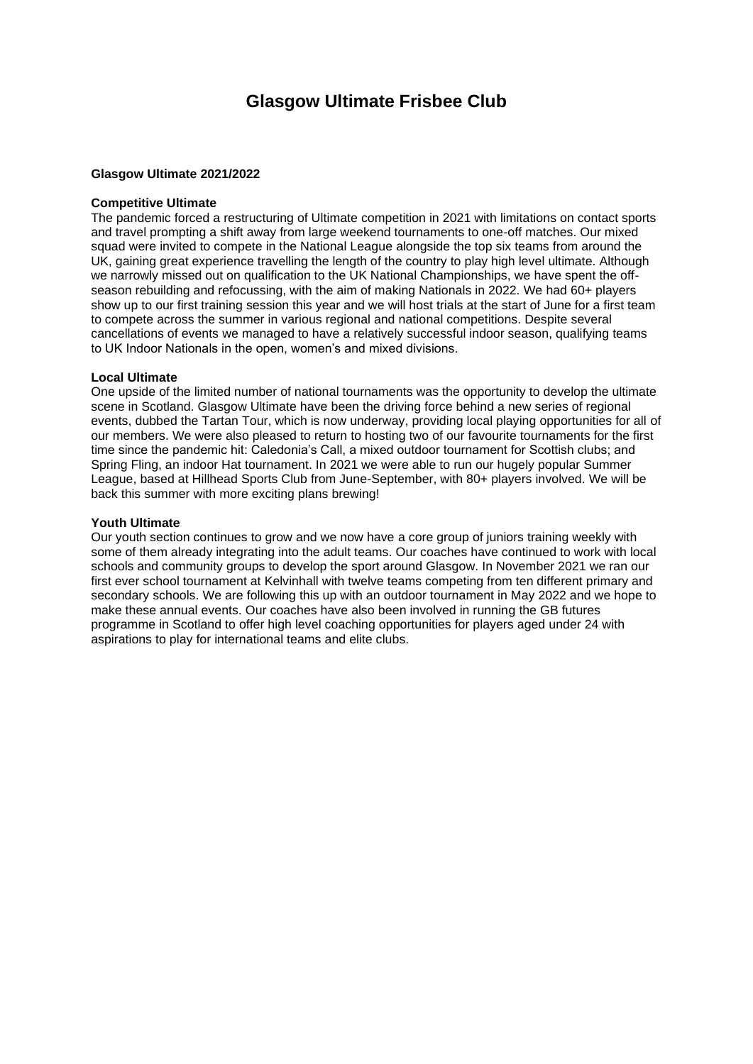# Glasgow Ultimate Frisbee Club

**Glasgow Ultimate 2021/2022**

**Competitive Ultimate**

The pandemic forced a restructuring of Ultimate competition in 2021 with limitations on contact sports and travel prompting a shift away from large weekend tournaments to one-off matches. Our mixed squad were invited to compete in the National League alongside the top six teams from around the UK, gaining great experience travelling the length of the country to play high level ultimate. Although we narrowly missed out on qualification to the UK National Championships, we have spent the off-season rebuilding and refocussing, with the aim of making Nationals in 2022. We had 60+ players show up to our first training session this year and we will host trials at the start of June for a first team to compete across the summer in various regional and national competitions. Despite several cancellations of events we managed to have a relatively successful indoor season, qualifying teams to UK Indoor Nationals in the open, women's and mixed divisions.

**Local Ultimate**

One upside of the limited number of national tournaments was the opportunity to develop the ultimate scene in Scotland. Glasgow Ultimate have been the driving force behind a new series of regional events, dubbed the Tartan Tour, which is now underway, providing local playing opportunities for all of our members. We were also pleased to return to hosting two of our favourite tournaments for the first time since the pandemic hit: Caledonia's Call, a mixed outdoor tournament for Scottish clubs; and Spring Fling, an indoor Hat tournament. In 2021 we were able to run our hugely popular Summer League, based at Hillhead Sports Club from June-September, with 80+ players involved. We will be back this summer with more exciting plans brewing!

**Youth Ultimate**

Our youth section continues to grow and we now have a core group of juniors training weekly with some of them already integrating into the adult teams. Our coaches have continued to work with local schools and community groups to develop the sport around Glasgow. In November 2021 we ran our first ever school tournament at Kelvinhall with twelve teams competing from ten different primary and secondary schools. We are following this up with an outdoor tournament in May 2022 and we hope to make these annual events. Our coaches have also been involved in running the GB futures programme in Scotland to offer high level coaching opportunities for players aged under 24 with aspirations to play for international teams and elite clubs.